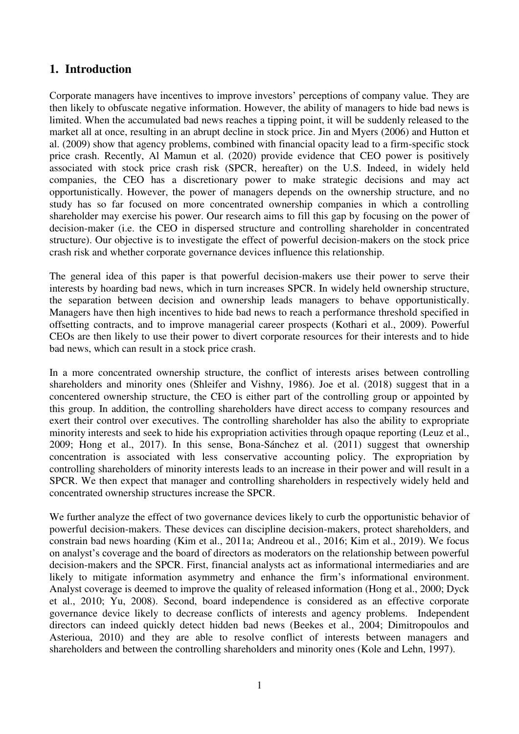## 1. Introduction

Corporate managers have incentives to improve investors' perceptions of company value. They are then likely to obfuscate negative information. However, the ability of managers to hide bad news is limited. When the accumulated bad news reaches a tipping point, it will be suddenly released to the market all at once, resulting in an abrupt decline in stock price. Jin and Myers (2006) and Hutton et al. (2009) show that agency problems, combined with financial opacity lead to a firm-specific stock price crash. Recently, Al Mamun et al. (2020) provide evidence that CEO power is positively associated with stock price crash risk (SPCR, hereafter) on the U.S. Indeed, in widely held companies, the CEO has a discretionary power to make strategic decisions and may act opportunistically. However, the power of managers depends on the ownership structure, and no study has so far focused on more concentrated ownership companies in which a controlling shareholder may exercise his power. Our research aims to fill this gap by focusing on the power of decision-maker (i.e. the CEO in dispersed structure and controlling shareholder in concentrated structure). Our objective is to investigate the effect of powerful decision-makers on the stock price crash risk and whether corporate governance devices influence this relationship.

The general idea of this paper is that powerful decision-makers use their power to serve their interests by hoarding bad news, which in turn increases SPCR. In widely held ownership structure, the separation between decision and ownership leads managers to behave opportunistically. Managers have then high incentives to hide bad news to reach a performance threshold specified in offsetting contracts, and to improve managerial career prospects (Kothari et al., 2009). Powerful CEOs are then likely to use their power to divert corporate resources for their interests and to hide bad news, which can result in a stock price crash.

In a more concentrated ownership structure, the conflict of interests arises between controlling shareholders and minority ones (Shleifer and Vishny, 1986). Joe et al. (2018) suggest that in a concentered ownership structure, the CEO is either part of the controlling group or appointed by this group. In addition, the controlling shareholders have direct access to company resources and exert their control over executives. The controlling shareholder has also the ability to expropriate minority interests and seek to hide his expropriation activities through opaque reporting (Leuz et al., 2009; Hong et al., 2017). In this sense, Bona-Sánchez et al. (2011) suggest that ownership concentration is associated with less conservative accounting policy. The expropriation by controlling shareholders of minority interests leads to an increase in their power and will result in a SPCR. We then expect that manager and controlling shareholders in respectively widely held and concentrated ownership structures increase the SPCR.

We further analyze the effect of two governance devices likely to curb the opportunistic behavior of powerful decision-makers. These devices can discipline decision-makers, protect shareholders, and constrain bad news hoarding (Kim et al., 2011a; Andreou et al., 2016; Kim et al., 2019). We focus on analyst's coverage and the board of directors as moderators on the relationship between powerful decision-makers and the SPCR. First, financial analysts act as informational intermediaries and are likely to mitigate information asymmetry and enhance the firm's informational environment. Analyst coverage is deemed to improve the quality of released information (Hong et al., 2000; Dyck et al., 2010; Yu, 2008). Second, board independence is considered as an effective corporate governance device likely to decrease conflicts of interests and agency problems. Independent directors can indeed quickly detect hidden bad news (Beekes et al., 2004; Dimitropoulos and Asterioua, 2010) and they are able to resolve conflict of interests between managers and shareholders and between the controlling shareholders and minority ones (Kole and Lehn, 1997).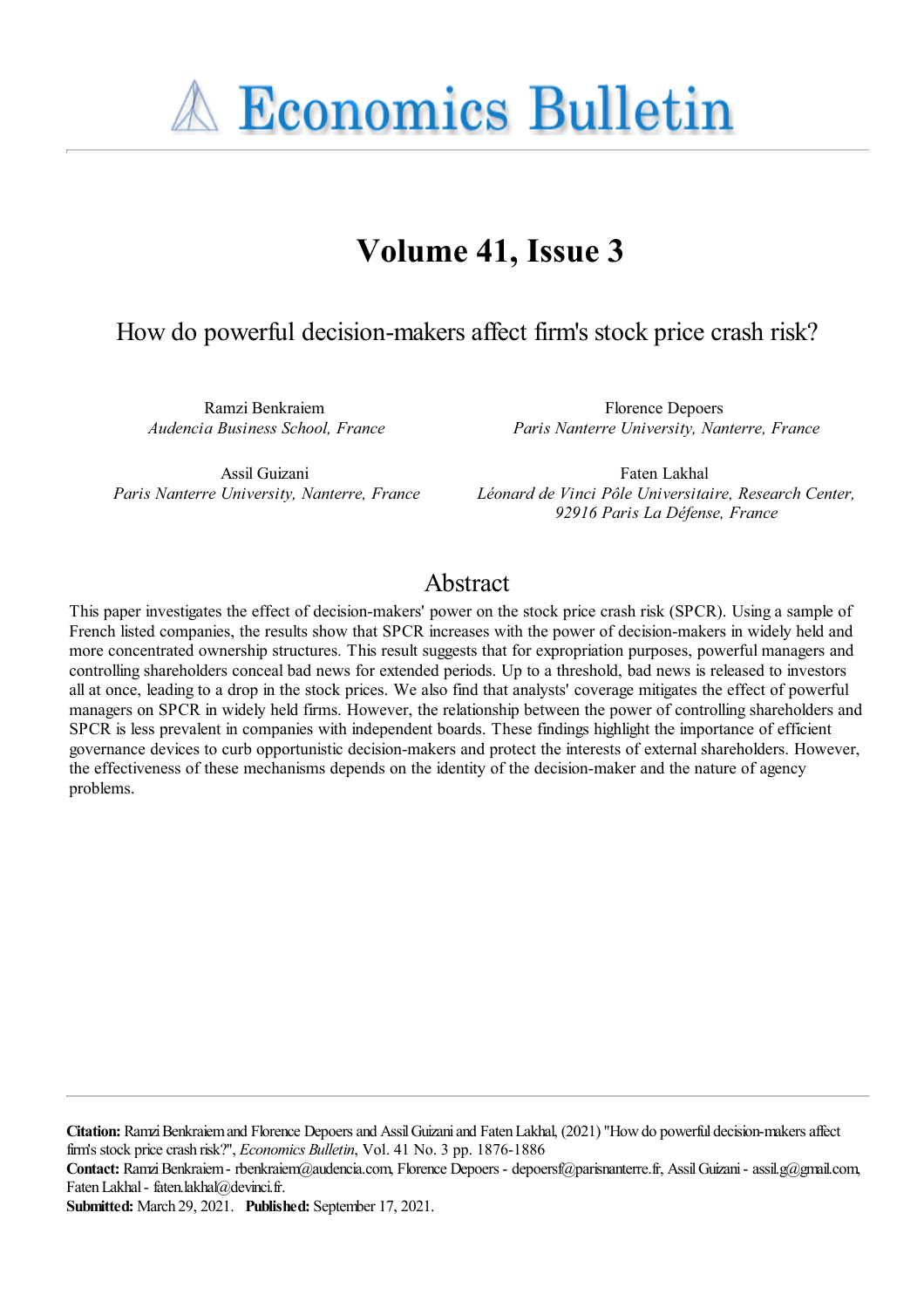# Volume 41, Issue 3

## How do powerful decision-makers affect firm's stock price crash risk?

Ramzi Benkraiem
*Audencia Business School, France*

Florence Depoers
*Paris Nanterre University, Nanterre, France*

Assil Guizani
*Paris Nanterre University, Nanterre, France*

Faten Lakhal
*Léonard de Vinci Pôle Universitaire, Research Center, 92916 Paris La Défense, France*

## Abstract

This paper investigates the effect of decision-makers' power on the stock price crash risk (SPCR). Using a sample of French listed companies, the results show that SPCR increases with the power of decision-makers in widely held and more concentrated ownership structures. This result suggests that for expropriation purposes, powerful managers and controlling shareholders conceal bad news for extended periods. Up to a threshold, bad news is released to investors all at once, leading to a drop in the stock prices. We also find that analysts' coverage mitigates the effect of powerful managers on SPCR in widely held firms. However, the relationship between the power of controlling shareholders and SPCR is less prevalent in companies with independent boards. These findings highlight the importance of efficient governance devices to curb opportunistic decision-makers and protect the interests of external shareholders. However, the effectiveness of these mechanisms depends on the identity of the decision-maker and the nature of agency problems.

**Citation:** Ramzi Benkraiem and Florence Depoers and Assil Guizani and Faten Lakhal, (2021) "How do powerful decision-makers affect firm's stock price crash risk?", *Economics Bulletin*, Vol. 41 No. 3 pp. 1876-1886
**Contact:** Ramzi Benkraiem - rbenkraiem@audencia.com, Florence Depoers - depoersf@parisnanterre.fr, Assil Guizani - assil.g@gmail.com, Faten Lakhal - faten.lakhal@devinci.fr.
**Submitted:** March 29, 2021. **Published:** September 17, 2021.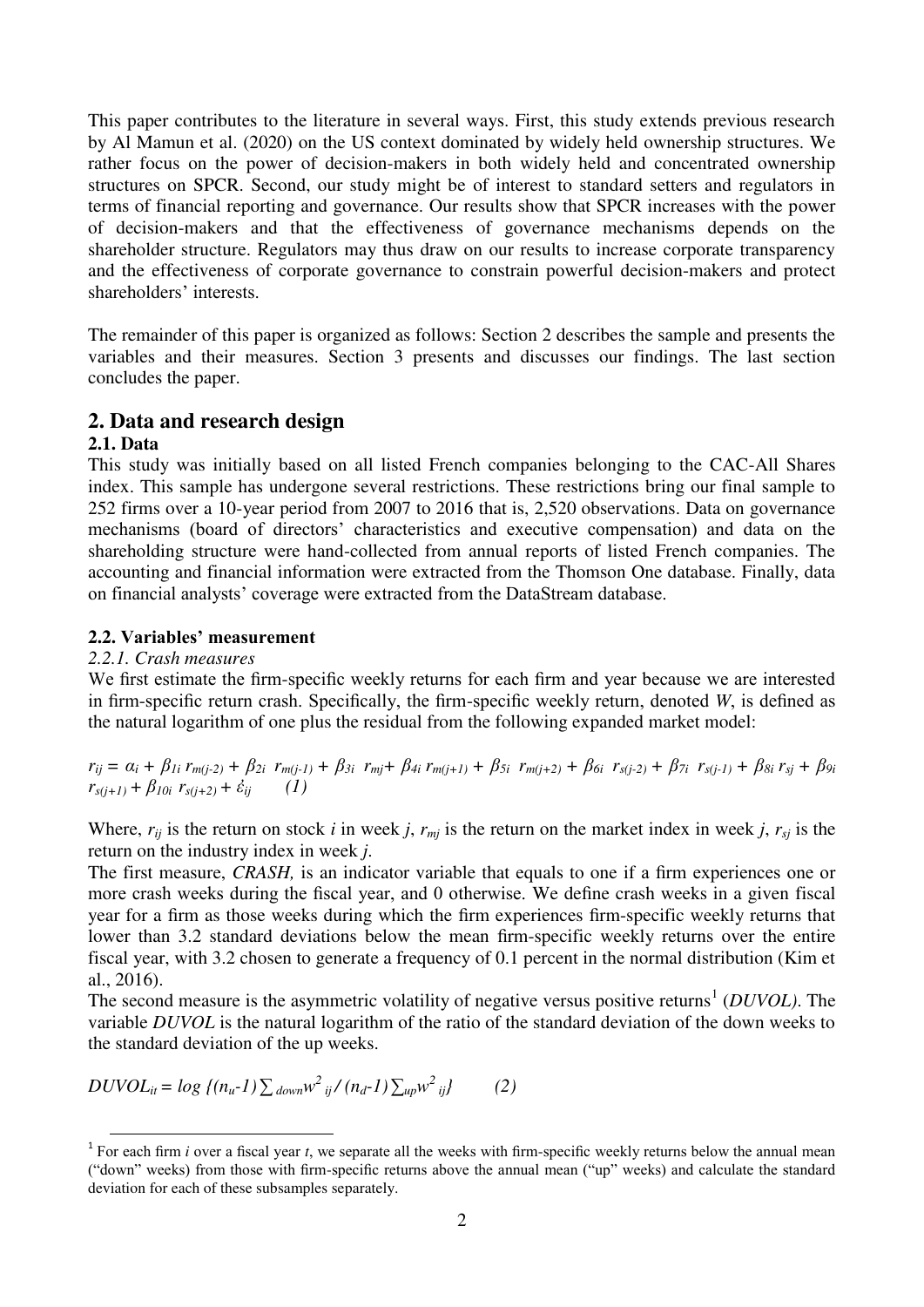This paper contributes to the literature in several ways. First, this study extends previous research by Al Mamun et al. (2020) on the US context dominated by widely held ownership structures. We rather focus on the power of decision-makers in both widely held and concentrated ownership structures on SPCR. Second, our study might be of interest to standard setters and regulators in terms of financial reporting and governance. Our results show that SPCR increases with the power of decision-makers and that the effectiveness of governance mechanisms depends on the shareholder structure. Regulators may thus draw on our results to increase corporate transparency and the effectiveness of corporate governance to constrain powerful decision-makers and protect shareholders' interests.

The remainder of this paper is organized as follows: Section 2 describes the sample and presents the variables and their measures. Section 3 presents and discusses our findings. The last section concludes the paper.

## 2. Data and research design

### 2.1. Data

This study was initially based on all listed French companies belonging to the CAC-All Shares index. This sample has undergone several restrictions. These restrictions bring our final sample to 252 firms over a 10-year period from 2007 to 2016 that is, 2,520 observations. Data on governance mechanisms (board of directors' characteristics and executive compensation) and data on the shareholding structure were hand-collected from annual reports of listed French companies. The accounting and financial information were extracted from the Thomson One database. Finally, data on financial analysts' coverage were extracted from the DataStream database.

### 2.2. Variables' measurement

#### *2.2.1. Crash measures*

We first estimate the firm-specific weekly returns for each firm and year because we are interested in firm-specific return crash. Specifically, the firm-specific weekly return, denoted *W*, is defined as the natural logarithm of one plus the residual from the following expanded market model:

$$r_{ij} = \alpha_i + \beta_{1i}\, r_{m(j-2)} + \beta_{2i}\, r_{m(j-1)} + \beta_{3i}\, r_{mj} + \beta_{4i}\, r_{m(j+1)} + \beta_{5i}\, r_{m(j+2)} + \beta_{6i}\, r_{s(j-2)} + \beta_{7i}\, r_{s(j-1)} + \beta_{8i}\, r_{sj} + \beta_{9i}\, r_{s(j+1)} + \beta_{10i}\, r_{s(j+2)} + \varepsilon_{ij} \qquad (1)$$

Where, $r_{ij}$ is the return on stock *i* in week *j*, $r_{mj}$ is the return on the market index in week *j*, $r_{sj}$ is the return on the industry index in week *j*.

The first measure, *CRASH,* is an indicator variable that equals to one if a firm experiences one or more crash weeks during the fiscal year, and 0 otherwise. We define crash weeks in a given fiscal year for a firm as those weeks during which the firm experiences firm-specific weekly returns that lower than 3.2 standard deviations below the mean firm-specific weekly returns over the entire fiscal year, with 3.2 chosen to generate a frequency of 0.1 percent in the normal distribution (Kim et al., 2016).

The second measure is the asymmetric volatility of negative versus positive returns[1] (*DUVOL)*. The variable *DUVOL* is the natural logarithm of the ratio of the standard deviation of the down weeks to the standard deviation of the up weeks.

$$DUVOL_{it} = \log \left\{ (n_u - 1) \sum_{down} w^2_{ij} \, / \, (n_d - 1) \sum_{up} w^2_{ij} \right\} \qquad (2)$$

[1] For each firm *i* over a fiscal year *t*, we separate all the weeks with firm-specific weekly returns below the annual mean ("down" weeks) from those with firm-specific returns above the annual mean ("up" weeks) and calculate the standard deviation for each of these subsamples separately.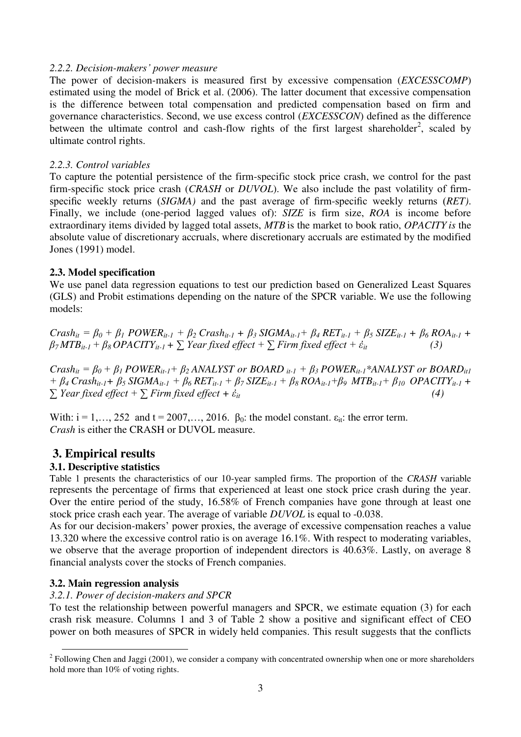*2.2.2. Decision-makers' power measure*

The power of decision-makers is measured first by excessive compensation (*EXCESSCOMP*) estimated using the model of Brick et al. (2006). The latter document that excessive compensation is the difference between total compensation and predicted compensation based on firm and governance characteristics. Second, we use excess control (*EXCESSCON*) defined as the difference between the ultimate control and cash-flow rights of the first largest shareholder[2], scaled by ultimate control rights.

*2.2.3. Control variables*

To capture the potential persistence of the firm-specific stock price crash, we control for the past firm-specific stock price crash (*CRASH* or *DUVOL*). We also include the past volatility of firm-specific weekly returns (*SIGMA)* and the past average of firm-specific weekly returns (*RET)*. Finally, we include (one-period lagged values of): *SIZE* is firm size, *ROA* is income before extraordinary items divided by lagged total assets, *MTB* is the market to book ratio, *OPACITY is* the absolute value of discretionary accruals, where discretionary accruals are estimated by the modified Jones (1991) model.

### 2.3. Model specification

We use panel data regression equations to test our prediction based on Generalized Least Squares (GLS) and Probit estimations depending on the nature of the SPCR variable. We use the following models:

$$Crash_{it} = \beta_0 + \beta_1\, POWER_{it-1} + \beta_2\, Crash_{it-1} + \beta_3\, SIGMA_{it-1} + \beta_4\, RET_{it-1} + \beta_5\, SIZE_{it-1} + \beta_6\, ROA_{it-1} + \beta_7 MTB_{it-1} + \beta_8\, OPACITY_{it-1} + \sum \text{Year fixed effect} + \sum \text{Firm fixed effect} + \varepsilon_{it} \quad (3)$$

$$Crash_{it} = \beta_0 + \beta_1\, POWER_{it-1} + \beta_2\, ANALYST \text{ or } BOARD_{it-1} + \beta_3\, POWER_{it-1} {*} ANALYST \text{ or } BOARD_{it1} + \beta_4\, Crash_{it-1} + \beta_5\, SIGMA_{it-1} + \beta_6\, RET_{it-1} + \beta_7\, SIZE_{it-1} + \beta_8\, ROA_{it-1} + \beta_9\, MTB_{it-1} + \beta_{10}\, OPACITY_{it-1} + \sum \text{Year fixed effect} + \sum \text{Firm fixed effect} + \varepsilon_{it} \quad (4)$$

With: $i = 1,\ldots, 252$ and $t = 2007,\ldots, 2016$. $\beta_0$: the model constant. $\varepsilon_{it}$: the error term.
*Crash* is either the CRASH or DUVOL measure.

## 3. Empirical results

### 3.1. Descriptive statistics

Table 1 presents the characteristics of our 10-year sampled firms. The proportion of the *CRASH* variable represents the percentage of firms that experienced at least one stock price crash during the year. Over the entire period of the study, 16.58% of French companies have gone through at least one stock price crash each year. The average of variable *DUVOL* is equal to -0.038.

As for our decision-makers' power proxies, the average of excessive compensation reaches a value 13.320 where the excessive control ratio is on average 16.1%. With respect to moderating variables, we observe that the average proportion of independent directors is 40.63%. Lastly, on average 8 financial analysts cover the stocks of French companies.

### 3.2. Main regression analysis

*3.2.1. Power of decision-makers and SPCR*

To test the relationship between powerful managers and SPCR, we estimate equation (3) for each crash risk measure. Columns 1 and 3 of Table 2 show a positive and significant effect of CEO power on both measures of SPCR in widely held companies. This result suggests that the conflicts

[2] Following Chen and Jaggi (2001), we consider a company with concentrated ownership when one or more shareholders hold more than 10% of voting rights.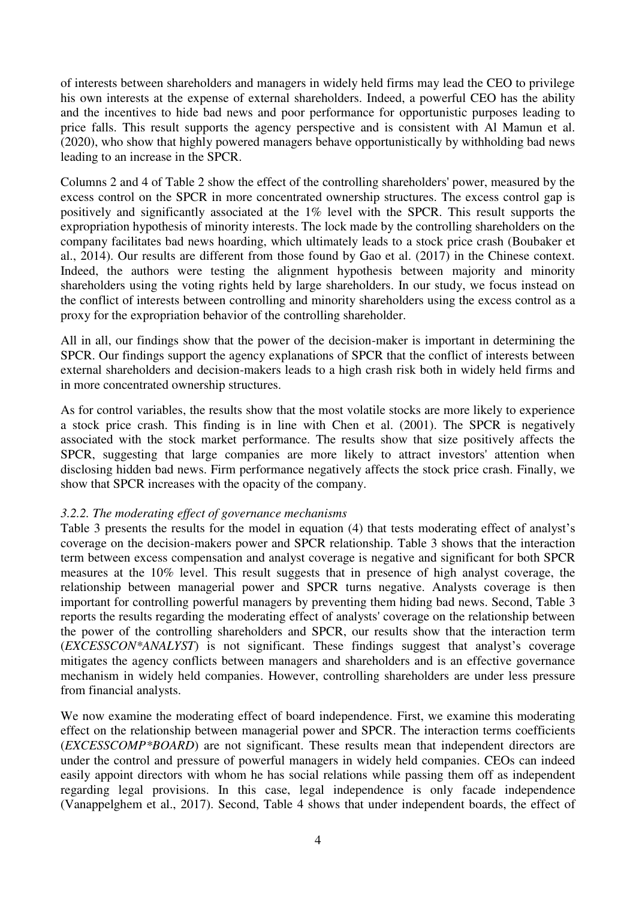of interests between shareholders and managers in widely held firms may lead the CEO to privilege his own interests at the expense of external shareholders. Indeed, a powerful CEO has the ability and the incentives to hide bad news and poor performance for opportunistic purposes leading to price falls. This result supports the agency perspective and is consistent with Al Mamun et al. (2020), who show that highly powered managers behave opportunistically by withholding bad news leading to an increase in the SPCR.

Columns 2 and 4 of Table 2 show the effect of the controlling shareholders' power, measured by the excess control on the SPCR in more concentrated ownership structures. The excess control gap is positively and significantly associated at the 1% level with the SPCR. This result supports the expropriation hypothesis of minority interests. The lock made by the controlling shareholders on the company facilitates bad news hoarding, which ultimately leads to a stock price crash (Boubaker et al., 2014). Our results are different from those found by Gao et al. (2017) in the Chinese context. Indeed, the authors were testing the alignment hypothesis between majority and minority shareholders using the voting rights held by large shareholders. In our study, we focus instead on the conflict of interests between controlling and minority shareholders using the excess control as a proxy for the expropriation behavior of the controlling shareholder.

All in all, our findings show that the power of the decision-maker is important in determining the SPCR. Our findings support the agency explanations of SPCR that the conflict of interests between external shareholders and decision-makers leads to a high crash risk both in widely held firms and in more concentrated ownership structures.

As for control variables, the results show that the most volatile stocks are more likely to experience a stock price crash. This finding is in line with Chen et al. (2001). The SPCR is negatively associated with the stock market performance. The results show that size positively affects the SPCR, suggesting that large companies are more likely to attract investors' attention when disclosing hidden bad news. Firm performance negatively affects the stock price crash. Finally, we show that SPCR increases with the opacity of the company.

### *3.2.2. The moderating effect of governance mechanisms*

Table 3 presents the results for the model in equation (4) that tests moderating effect of analyst's coverage on the decision-makers power and SPCR relationship. Table 3 shows that the interaction term between excess compensation and analyst coverage is negative and significant for both SPCR measures at the 10% level. This result suggests that in presence of high analyst coverage, the relationship between managerial power and SPCR turns negative. Analysts coverage is then important for controlling powerful managers by preventing them hiding bad news. Second, Table 3 reports the results regarding the moderating effect of analysts' coverage on the relationship between the power of the controlling shareholders and SPCR, our results show that the interaction term (*EXCESSCON\*ANALYST*) is not significant. These findings suggest that analyst's coverage mitigates the agency conflicts between managers and shareholders and is an effective governance mechanism in widely held companies. However, controlling shareholders are under less pressure from financial analysts.

We now examine the moderating effect of board independence. First, we examine this moderating effect on the relationship between managerial power and SPCR. The interaction terms coefficients (*EXCESSCOMP\*BOARD*) are not significant. These results mean that independent directors are under the control and pressure of powerful managers in widely held companies. CEOs can indeed easily appoint directors with whom he has social relations while passing them off as independent regarding legal provisions. In this case, legal independence is only facade independence (Vanappelghem et al., 2017). Second, Table 4 shows that under independent boards, the effect of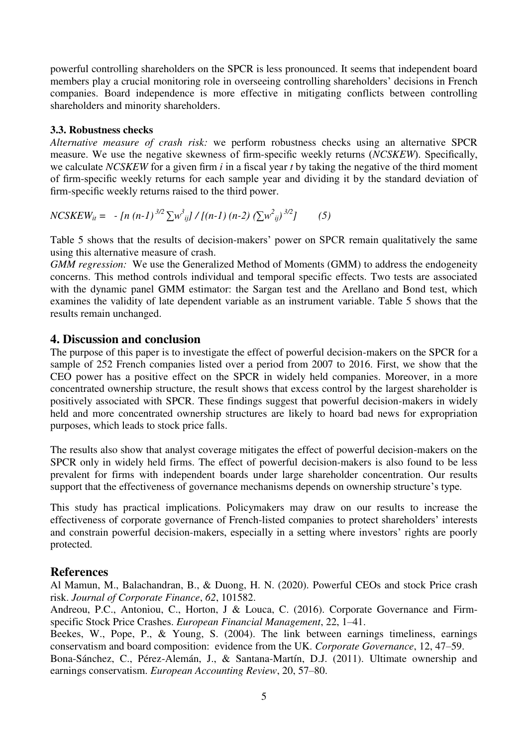powerful controlling shareholders on the SPCR is less pronounced. It seems that independent board members play a crucial monitoring role in overseeing controlling shareholders' decisions in French companies. Board independence is more effective in mitigating conflicts between controlling shareholders and minority shareholders.

### 3.3. Robustness checks

*Alternative measure of crash risk:* we perform robustness checks using an alternative SPCR measure. We use the negative skewness of firm-specific weekly returns (*NCSKEW*). Specifically, we calculate *NCSKEW* for a given firm *i* in a fiscal year *t* by taking the negative of the third moment of firm-specific weekly returns for each sample year and dividing it by the standard deviation of firm-specific weekly returns raised to the third power.

$$NCSKEW_{it} = - [n (n-1)^{3/2} \sum w^{3}_{ij}] / [(n-1) (n-2) (\sum w^{2}_{ij})^{3/2}] \qquad (5)$$

Table 5 shows that the results of decision-makers' power on SPCR remain qualitatively the same using this alternative measure of crash.

*GMM regression:* We use the Generalized Method of Moments (GMM) to address the endogeneity concerns. This method controls individual and temporal specific effects. Two tests are associated with the dynamic panel GMM estimator: the Sargan test and the Arellano and Bond test, which examines the validity of late dependent variable as an instrument variable. Table 5 shows that the results remain unchanged.

## 4. Discussion and conclusion

The purpose of this paper is to investigate the effect of powerful decision-makers on the SPCR for a sample of 252 French companies listed over a period from 2007 to 2016. First, we show that the CEO power has a positive effect on the SPCR in widely held companies. Moreover, in a more concentrated ownership structure, the result shows that excess control by the largest shareholder is positively associated with SPCR. These findings suggest that powerful decision-makers in widely held and more concentrated ownership structures are likely to hoard bad news for expropriation purposes, which leads to stock price falls.

The results also show that analyst coverage mitigates the effect of powerful decision-makers on the SPCR only in widely held firms. The effect of powerful decision-makers is also found to be less prevalent for firms with independent boards under large shareholder concentration. Our results support that the effectiveness of governance mechanisms depends on ownership structure's type.

This study has practical implications. Policymakers may draw on our results to increase the effectiveness of corporate governance of French-listed companies to protect shareholders' interests and constrain powerful decision-makers, especially in a setting where investors' rights are poorly protected.

## References

Al Mamun, M., Balachandran, B., & Duong, H. N. (2020). Powerful CEOs and stock Price crash risk. *Journal of Corporate Finance*, *62*, 101582.

Andreou, P.C., Antoniou, C., Horton, J & Louca, C. (2016). Corporate Governance and Firm-specific Stock Price Crashes. *European Financial Management*, 22, 1–41.

Beekes, W., Pope, P., & Young, S. (2004). The link between earnings timeliness, earnings conservatism and board composition: evidence from the UK. *Corporate Governance*, 12, 47–59.

Bona-Sánchez, C., Pérez-Alemán, J., & Santana-Martín, D.J. (2011). Ultimate ownership and earnings conservatism. *European Accounting Review*, 20, 57–80.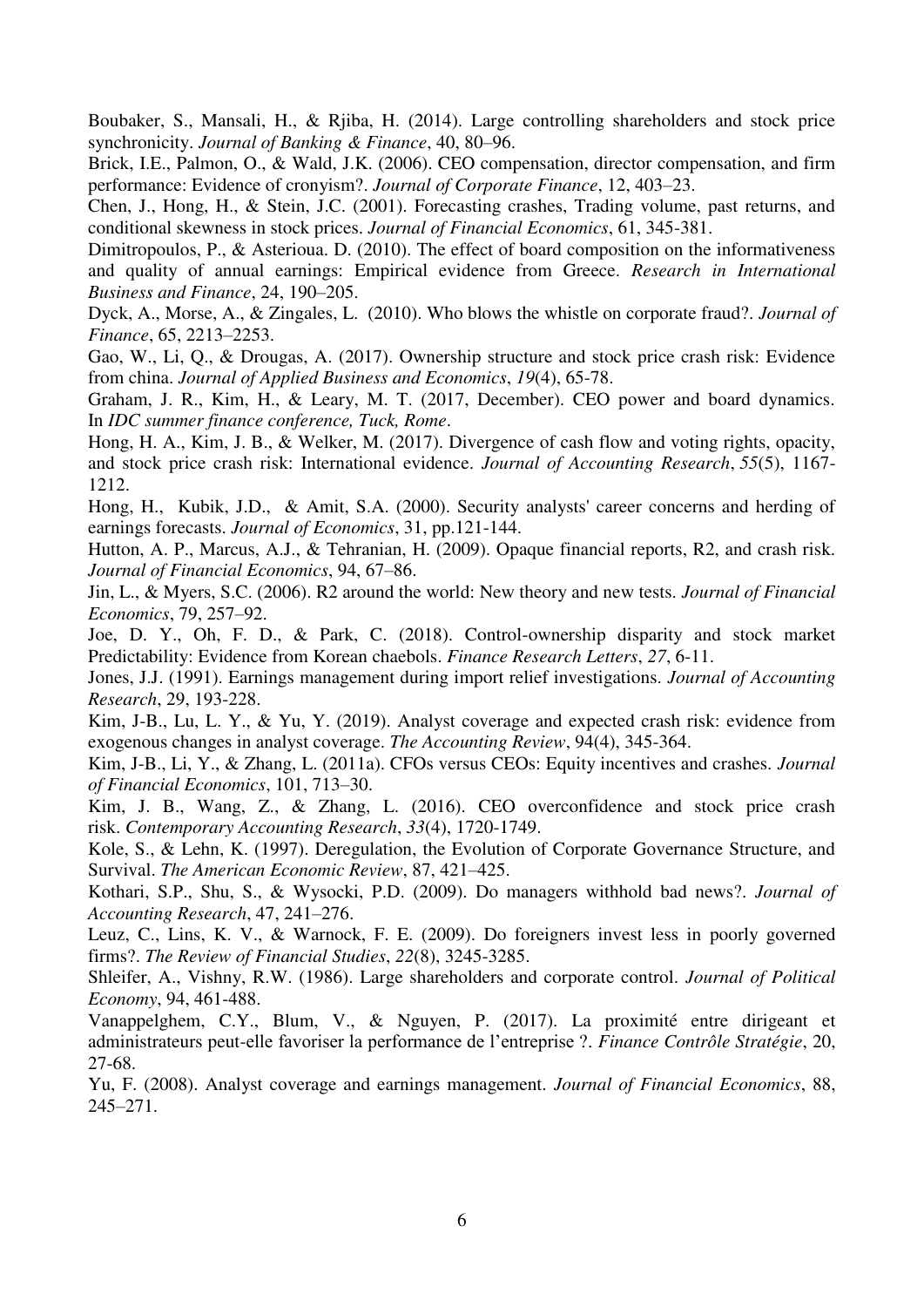Boubaker, S., Mansali, H., & Rjiba, H. (2014). Large controlling shareholders and stock price synchronicity. *Journal of Banking & Finance*, 40, 80–96.

Brick, I.E., Palmon, O., & Wald, J.K. (2006). CEO compensation, director compensation, and firm performance: Evidence of cronyism?. *Journal of Corporate Finance*, 12, 403–23.

Chen, J., Hong, H., & Stein, J.C. (2001). Forecasting crashes, Trading volume, past returns, and conditional skewness in stock prices. *Journal of Financial Economics*, 61, 345-381.

Dimitropoulos, P., & Asterioua. D. (2010). The effect of board composition on the informativeness and quality of annual earnings: Empirical evidence from Greece. *Research in International Business and Finance*, 24, 190–205.

Dyck, A., Morse, A., & Zingales, L. (2010). Who blows the whistle on corporate fraud?. *Journal of Finance*, 65, 2213–2253.

Gao, W., Li, Q., & Drougas, A. (2017). Ownership structure and stock price crash risk: Evidence from china. *Journal of Applied Business and Economics*, *19*(4), 65-78.

Graham, J. R., Kim, H., & Leary, M. T. (2017, December). CEO power and board dynamics. In *IDC summer finance conference, Tuck, Rome*.

Hong, H. A., Kim, J. B., & Welker, M. (2017). Divergence of cash flow and voting rights, opacity, and stock price crash risk: International evidence. *Journal of Accounting Research*, *55*(5), 1167-1212.

Hong, H., Kubik, J.D., & Amit, S.A. (2000). Security analysts' career concerns and herding of earnings forecasts. *Journal of Economics*, 31, pp.121-144.

Hutton, A. P., Marcus, A.J., & Tehranian, H. (2009). Opaque financial reports, R2, and crash risk. *Journal of Financial Economics*, 94, 67–86.

Jin, L., & Myers, S.C. (2006). R2 around the world: New theory and new tests. *Journal of Financial Economics*, 79, 257–92.

Joe, D. Y., Oh, F. D., & Park, C. (2018). Control-ownership disparity and stock market Predictability: Evidence from Korean chaebols. *Finance Research Letters*, *27*, 6-11.

Jones, J.J. (1991). Earnings management during import relief investigations. *Journal of Accounting Research*, 29, 193-228.

Kim, J-B., Lu, L. Y., & Yu, Y. (2019). Analyst coverage and expected crash risk: evidence from exogenous changes in analyst coverage. *The Accounting Review*, 94(4), 345-364.

Kim, J-B., Li, Y., & Zhang, L. (2011a). CFOs versus CEOs: Equity incentives and crashes. *Journal of Financial Economics*, 101, 713–30.

Kim, J. B., Wang, Z., & Zhang, L. (2016). CEO overconfidence and stock price crash risk. *Contemporary Accounting Research*, *33*(4), 1720-1749.

Kole, S., & Lehn, K. (1997). Deregulation, the Evolution of Corporate Governance Structure, and Survival. *The American Economic Review*, 87, 421–425.

Kothari, S.P., Shu, S., & Wysocki, P.D. (2009). Do managers withhold bad news?. *Journal of Accounting Research*, 47, 241–276.

Leuz, C., Lins, K. V., & Warnock, F. E. (2009). Do foreigners invest less in poorly governed firms?. *The Review of Financial Studies*, *22*(8), 3245-3285.

Shleifer, A., Vishny, R.W. (1986). Large shareholders and corporate control. *Journal of Political Economy*, 94, 461-488.

Vanappelghem, C.Y., Blum, V., & Nguyen, P. (2017). La proximité entre dirigeant et administrateurs peut-elle favoriser la performance de l'entreprise ?. *Finance Contrôle Stratégie*, 20, 27-68.

Yu, F. (2008). Analyst coverage and earnings management. *Journal of Financial Economics*, 88, 245–271.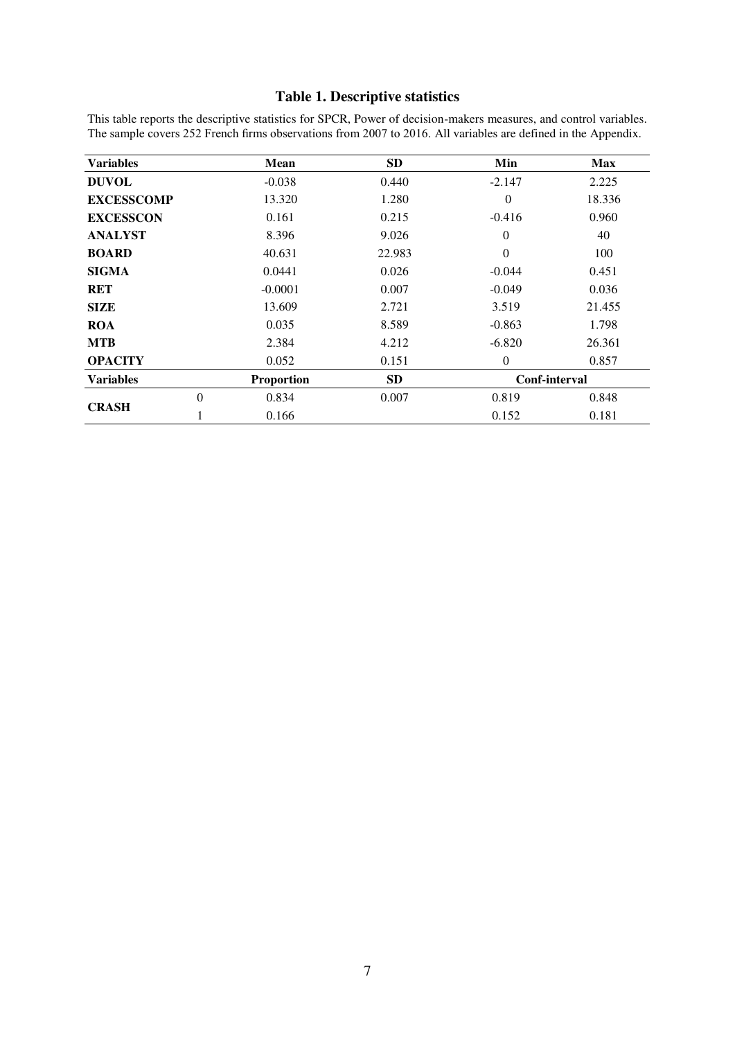### Table 1. Descriptive statistics

This table reports the descriptive statistics for SPCR, Power of decision-makers measures, and control variables. The sample covers 252 French firms observations from 2007 to 2016. All variables are defined in the Appendix.

| Variables | | Mean | SD | Min | Max |
|---|---|---|---|---|---|
| **DUVOL** | | -0.038 | 0.440 | -2.147 | 2.225 |
| **EXCESSCOMP** | | 13.320 | 1.280 | 0 | 18.336 |
| **EXCESSCON** | | 0.161 | 0.215 | -0.416 | 0.960 |
| **ANALYST** | | 8.396 | 9.026 | 0 | 40 |
| **BOARD** | | 40.631 | 22.983 | 0 | 100 |
| **SIGMA** | | 0.0441 | 0.026 | -0.044 | 0.451 |
| **RET** | | -0.0001 | 0.007 | -0.049 | 0.036 |
| **SIZE** | | 13.609 | 2.721 | 3.519 | 21.455 |
| **ROA** | | 0.035 | 8.589 | -0.863 | 1.798 |
| **MTB** | | 2.384 | 4.212 | -6.820 | 26.361 |
| **OPACITY** | | 0.052 | 0.151 | 0 | 0.857 |
| **Variables** | | **Proportion** | **SD** | **Conf-interval** | |
| **CRASH** | 0 | 0.834 | 0.007 | 0.819 | 0.848 |
| | 1 | 0.166 | | 0.152 | 0.181 |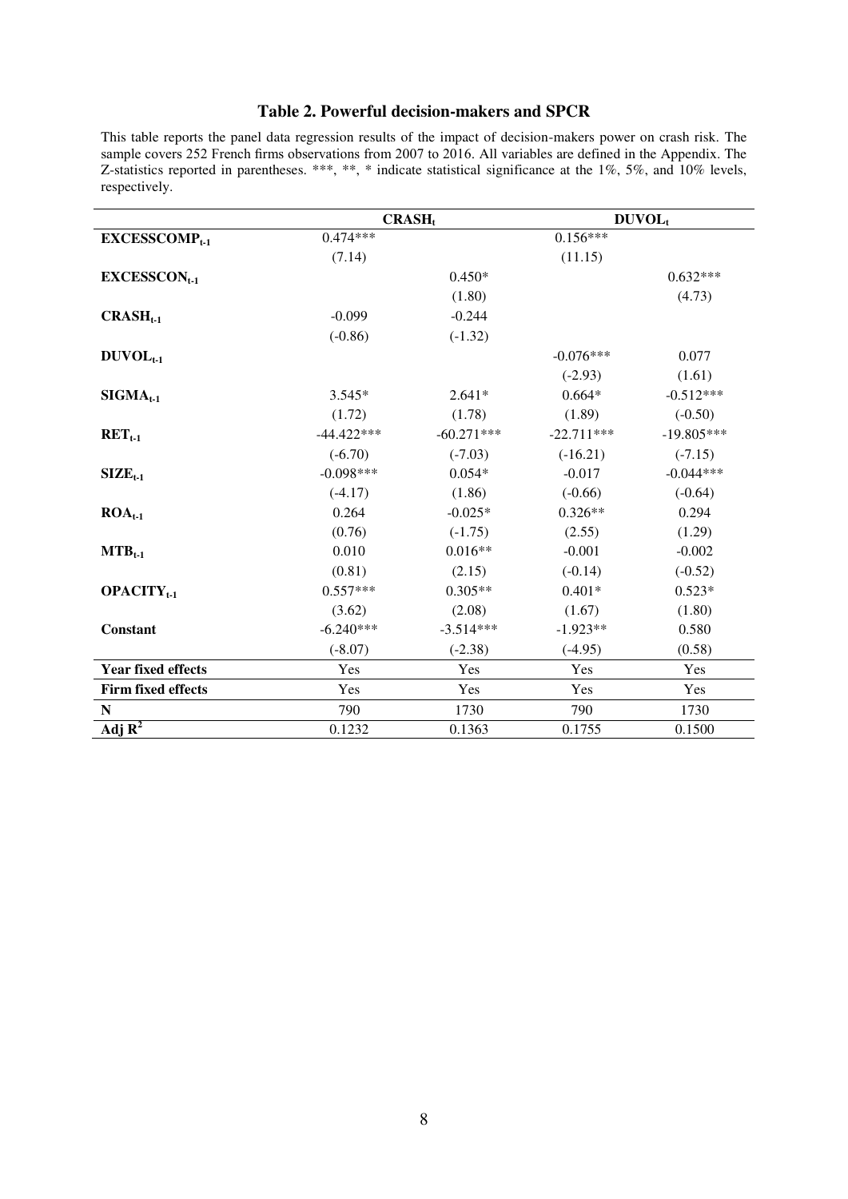### Table 2. Powerful decision-makers and SPCR

This table reports the panel data regression results of the impact of decision-makers power on crash risk. The sample covers 252 French firms observations from 2007 to 2016. All variables are defined in the Appendix. The Z-statistics reported in parentheses. ***, **, * indicate statistical significance at the 1%, 5%, and 10% levels, respectively.

| | $CRASH_t$ | | $DUVOL_t$ | |
|---|---|---|---|---|
| **$EXCESSCOMP_{t-1}$** | 0.474*** | | 0.156*** | |
| | (7.14) | | (11.15) | |
| **$EXCESSCON_{t-1}$** | | 0.450* | | 0.632*** |
| | | (1.80) | | (4.73) |
| **$CRASH_{t-1}$** | -0.099 | -0.244 | | |
| | (-0.86) | (-1.32) | | |
| **$DUVOL_{t-1}$** | | | -0.076*** | 0.077 |
| | | | (-2.93) | (1.61) |
| **$SIGMA_{t-1}$** | 3.545* | 2.641* | 0.664* | -0.512*** |
| | (1.72) | (1.78) | (1.89) | (-0.50) |
| **$RET_{t-1}$** | -44.422*** | -60.271*** | -22.711*** | -19.805*** |
| | (-6.70) | (-7.03) | (-16.21) | (-7.15) |
| **$SIZE_{t-1}$** | -0.098*** | 0.054* | -0.017 | -0.044*** |
| | (-4.17) | (1.86) | (-0.66) | (-0.64) |
| **$ROA_{t-1}$** | 0.264 | -0.025* | 0.326** | 0.294 |
| | (0.76) | (-1.75) | (2.55) | (1.29) |
| **$MTB_{t-1}$** | 0.010 | 0.016** | -0.001 | -0.002 |
| | (0.81) | (2.15) | (-0.14) | (-0.52) |
| **$OPACITY_{t-1}$** | 0.557*** | 0.305** | 0.401* | 0.523* |
| | (3.62) | (2.08) | (1.67) | (1.80) |
| **Constant** | -6.240*** | -3.514*** | -1.923** | 0.580 |
| | (-8.07) | (-2.38) | (-4.95) | (0.58) |
| **Year fixed effects** | Yes | Yes | Yes | Yes |
| **Firm fixed effects** | Yes | Yes | Yes | Yes |
| **N** | 790 | 1730 | 790 | 1730 |
| **Adj $R^2$** | 0.1232 | 0.1363 | 0.1755 | 0.1500 |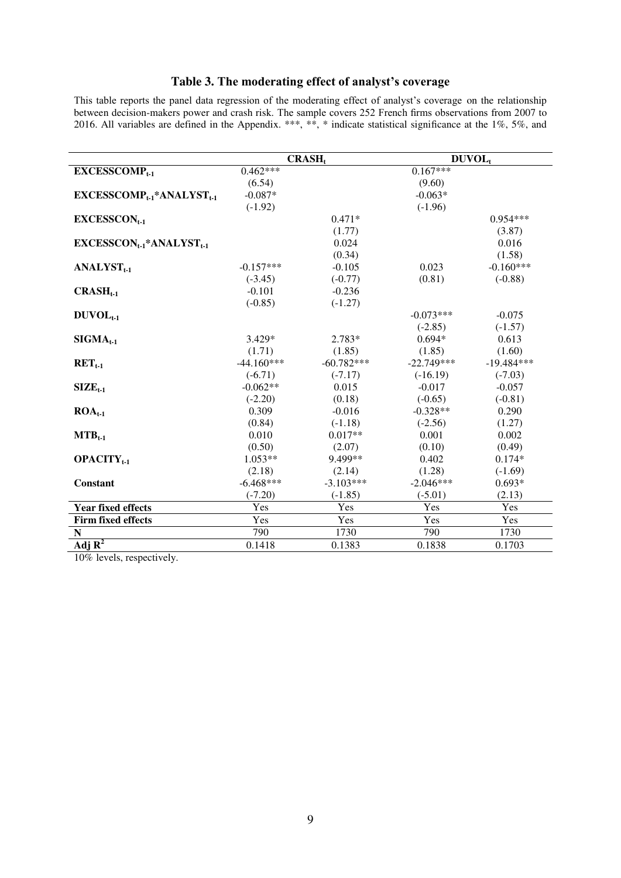## Table 3. The moderating effect of analyst's coverage

This table reports the panel data regression of the moderating effect of analyst's coverage on the relationship between decision-makers power and crash risk. The sample covers 252 French firms observations from 2007 to 2016. All variables are defined in the Appendix. ***, **, * indicate statistical significance at the 1%, 5%, and 10% levels, respectively.

| | $CRASH_t$ | | $DUVOL_t$ | |
|---|---|---|---|---|
| $EXCESSCOMP_{t-1}$ | 0.462*** | | 0.167*** | |
| | (6.54) | | (9.60) | |
| $EXCESSCOMP_{t-1}$*$ANALYST_{t-1}$ | -0.087* | | -0.063* | |
| | (-1.92) | | (-1.96) | |
| $EXCESSCON_{t-1}$ | | 0.471* | | 0.954*** |
| | | (1.77) | | (3.87) |
| $EXCESSCON_{t-1}$*$ANALYST_{t-1}$ | | 0.024 | | 0.016 |
| | | (0.34) | | (1.58) |
| $ANALYST_{t-1}$ | -0.157*** | -0.105 | 0.023 | -0.160*** |
| | (-3.45) | (-0.77) | (0.81) | (-0.88) |
| $CRASH_{t-1}$ | -0.101 | -0.236 | | |
| | (-0.85) | (-1.27) | | |
| $DUVOL_{t-1}$ | | | -0.073*** | -0.075 |
| | | | (-2.85) | (-1.57) |
| $SIGMA_{t-1}$ | 3.429* | 2.783* | 0.694* | 0.613 |
| | (1.71) | (1.85) | (1.85) | (1.60) |
| $RET_{t-1}$ | -44.160*** | -60.782*** | -22.749*** | -19.484*** |
| | (-6.71) | (-7.17) | (-16.19) | (-7.03) |
| $SIZE_{t-1}$ | -0.062** | 0.015 | -0.017 | -0.057 |
| | (-2.20) | (0.18) | (-0.65) | (-0.81) |
| $ROA_{t-1}$ | 0.309 | -0.016 | -0.328** | 0.290 |
| | (0.84) | (-1.18) | (-2.56) | (1.27) |
| $MTB_{t-1}$ | 0.010 | 0.017** | 0.001 | 0.002 |
| | (0.50) | (2.07) | (0.10) | (0.49) |
| $OPACITY_{t-1}$ | 1.053** | 9.499** | 0.402 | 0.174* |
| | (2.18) | (2.14) | (1.28) | (-1.69) |
| **Constant** | -6.468*** | -3.103*** | -2.046*** | 0.693* |
| | (-7.20) | (-1.85) | (-5.01) | (2.13) |
| **Year fixed effects** | Yes | Yes | Yes | Yes |
| **Firm fixed effects** | Yes | Yes | Yes | Yes |
| **N** | 790 | 1730 | 790 | 1730 |
| **Adj $R^2$** | 0.1418 | 0.1383 | 0.1838 | 0.1703 |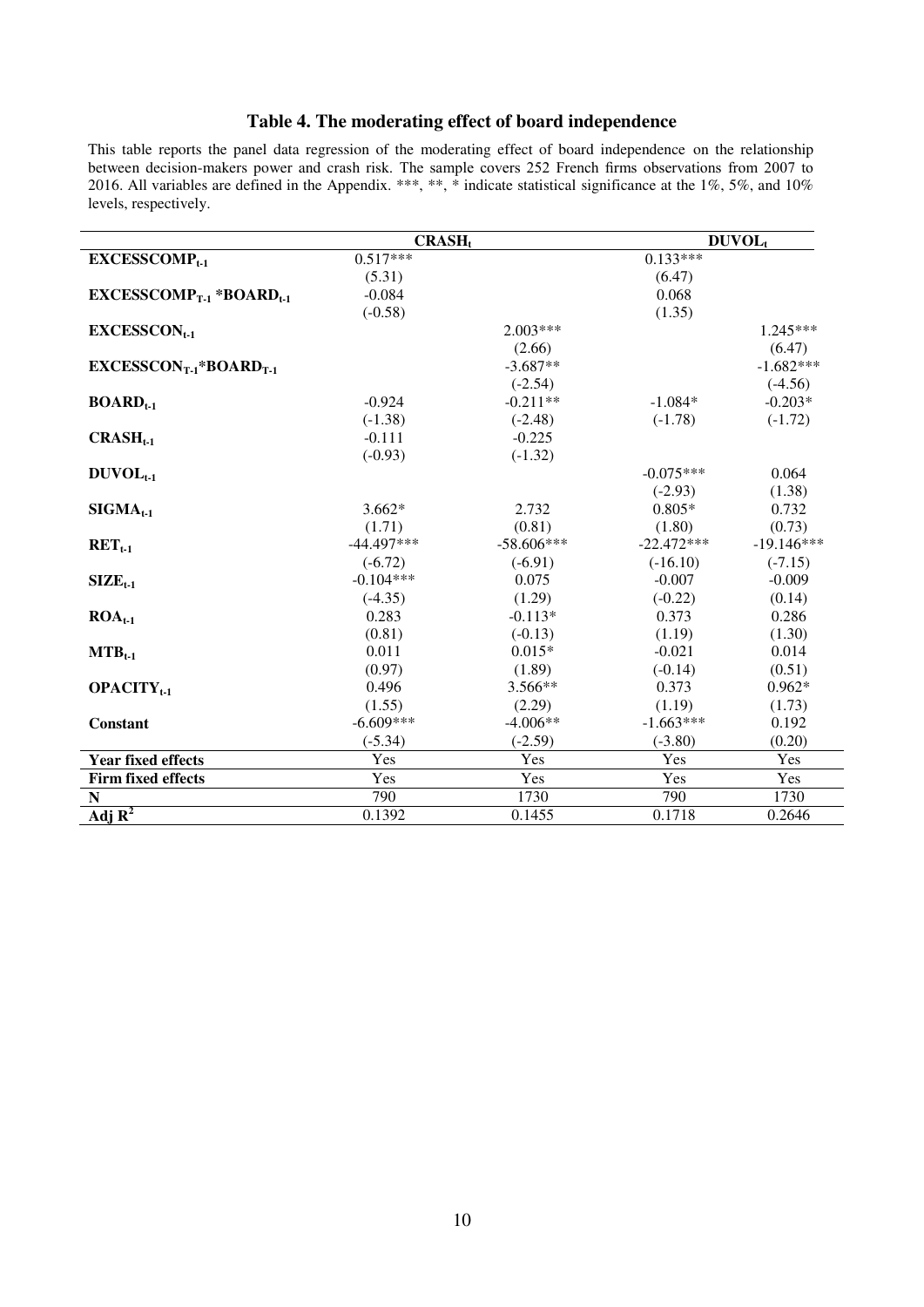## Table 4. The moderating effect of board independence

This table reports the panel data regression of the moderating effect of board independence on the relationship between decision-makers power and crash risk. The sample covers 252 French firms observations from 2007 to 2016. All variables are defined in the Appendix. ***, **, * indicate statistical significance at the 1%, 5%, and 10% levels, respectively.

| | $CRASH_t$ | | $DUVOL_t$ | |
|---|---|---|---|---|
| **$EXCESSCOMP_{t-1}$** | 0.517*** | | 0.133*** | |
| | (5.31) | | (6.47) | |
| **$EXCESSCOMP_{T-1}$ *$BOARD_{t-1}$** | -0.084 | | 0.068 | |
| | (-0.58) | | (1.35) | |
| **$EXCESSCON_{t-1}$** | | 2.003*** | | 1.245*** |
| | | (2.66) | | (6.47) |
| **$EXCESSCON_{T-1}$*$BOARD_{T-1}$** | | -3.687** | | -1.682*** |
| | | (-2.54) | | (-4.56) |
| **$BOARD_{t-1}$** | -0.924 | -0.211** | -1.084* | -0.203* |
| | (-1.38) | (-2.48) | (-1.78) | (-1.72) |
| **$CRASH_{t-1}$** | -0.111 | -0.225 | | |
| | (-0.93) | (-1.32) | | |
| **$DUVOL_{t-1}$** | | | -0.075*** | 0.064 |
| | | | (-2.93) | (1.38) |
| **$SIGMA_{t-1}$** | 3.662* | 2.732 | 0.805* | 0.732 |
| | (1.71) | (0.81) | (1.80) | (0.73) |
| **$RET_{t-1}$** | -44.497*** | -58.606*** | -22.472*** | -19.146*** |
| | (-6.72) | (-6.91) | (-16.10) | (-7.15) |
| **$SIZE_{t-1}$** | -0.104*** | 0.075 | -0.007 | -0.009 |
| | (-4.35) | (1.29) | (-0.22) | (0.14) |
| **$ROA_{t-1}$** | 0.283 | -0.113* | 0.373 | 0.286 |
| | (0.81) | (-0.13) | (1.19) | (1.30) |
| **$MTB_{t-1}$** | 0.011 | 0.015* | -0.021 | 0.014 |
| | (0.97) | (1.89) | (-0.14) | (0.51) |
| **$OPACITY_{t-1}$** | 0.496 | 3.566** | 0.373 | 0.962* |
| | (1.55) | (2.29) | (1.19) | (1.73) |
| **Constant** | -6.609*** | -4.006** | -1.663*** | 0.192 |
| | (-5.34) | (-2.59) | (-3.80) | (0.20) |
| **Year fixed effects** | Yes | Yes | Yes | Yes |
| **Firm fixed effects** | Yes | Yes | Yes | Yes |
| **N** | 790 | 1730 | 790 | 1730 |
| **Adj $R^2$** | 0.1392 | 0.1455 | 0.1718 | 0.2646 |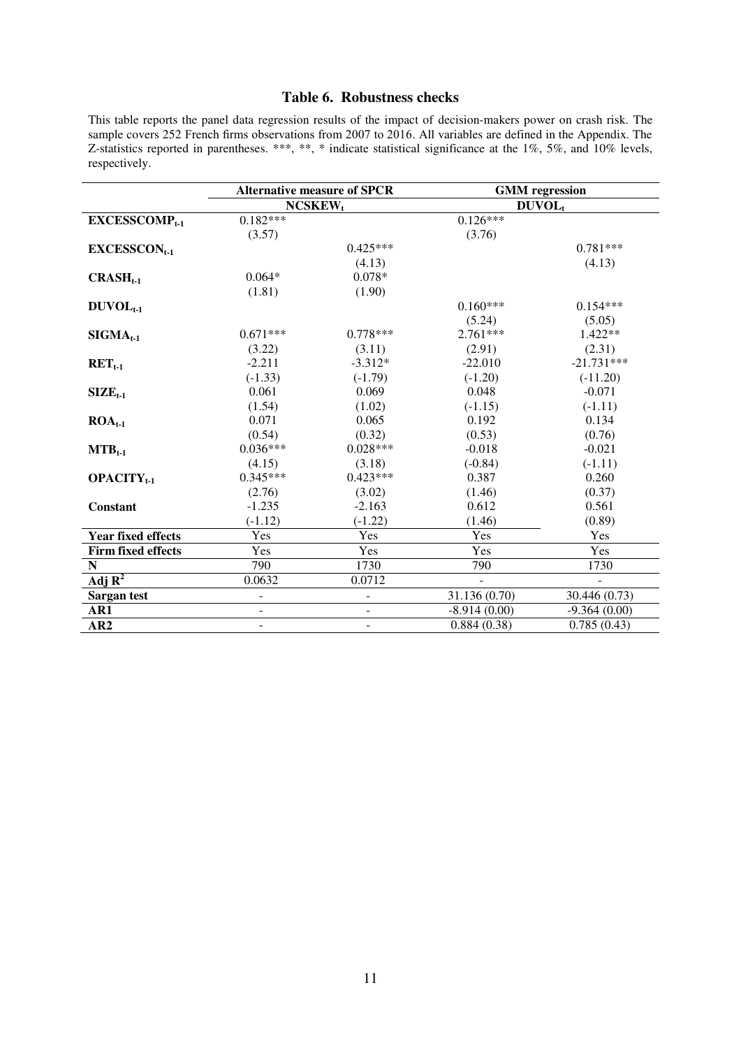### Table 6. Robustness checks

This table reports the panel data regression results of the impact of decision-makers power on crash risk. The sample covers 252 French firms observations from 2007 to 2016. All variables are defined in the Appendix. The Z-statistics reported in parentheses. ***, **, * indicate statistical significance at the 1%, 5%, and 10% levels, respectively.

| | Alternative measure of SPCR | | GMM regression | |
|---|---|---|---|---|
| | $NCSKEW_t$ | | $DUVOL_t$ | |
| $EXCESSCOMP_{t-1}$ | 0.182*** | | 0.126*** | |
| | (3.57) | | (3.76) | |
| $EXCESSCON_{t-1}$ | | 0.425*** | | 0.781*** |
| | | (4.13) | | (4.13) |
| $CRASH_{t-1}$ | 0.064* | 0.078* | | |
| | (1.81) | (1.90) | | |
| $DUVOL_{t-1}$ | | | 0.160*** | 0.154*** |
| | | | (5.24) | (5.05) |
| $SIGMA_{t-1}$ | 0.671*** | 0.778*** | 2.761*** | 1.422** |
| | (3.22) | (3.11) | (2.91) | (2.31) |
| $RET_{t-1}$ | -2.211 | -3.312* | -22.010 | -21.731*** |
| | (-1.33) | (-1.79) | (-1.20) | (-11.20) |
| $SIZE_{t-1}$ | 0.061 | 0.069 | 0.048 | -0.071 |
| | (1.54) | (1.02) | (-1.15) | (-1.11) |
| $ROA_{t-1}$ | 0.071 | 0.065 | 0.192 | 0.134 |
| | (0.54) | (0.32) | (0.53) | (0.76) |
| $MTB_{t-1}$ | 0.036*** | 0.028*** | -0.018 | -0.021 |
| | (4.15) | (3.18) | (-0.84) | (-1.11) |
| $OPACITY_{t-1}$ | 0.345*** | 0.423*** | 0.387 | 0.260 |
| | (2.76) | (3.02) | (1.46) | (0.37) |
| **Constant** | -1.235 | -2.163 | 0.612 | 0.561 |
| | (-1.12) | (-1.22) | (1.46) | (0.89) |
| **Year fixed effects** | Yes | Yes | Yes | Yes |
| **Firm fixed effects** | Yes | Yes | Yes | Yes |
| **N** | 790 | 1730 | 790 | 1730 |
| **Adj $R^2$** | 0.0632 | 0.0712 | - | - |
| **Sargan test** | - | - | 31.136 (0.70) | 30.446 (0.73) |
| **AR1** | - | - | -8.914 (0.00) | -9.364 (0.00) |
| **AR2** | - | - | 0.884 (0.38) | 0.785 (0.43) |